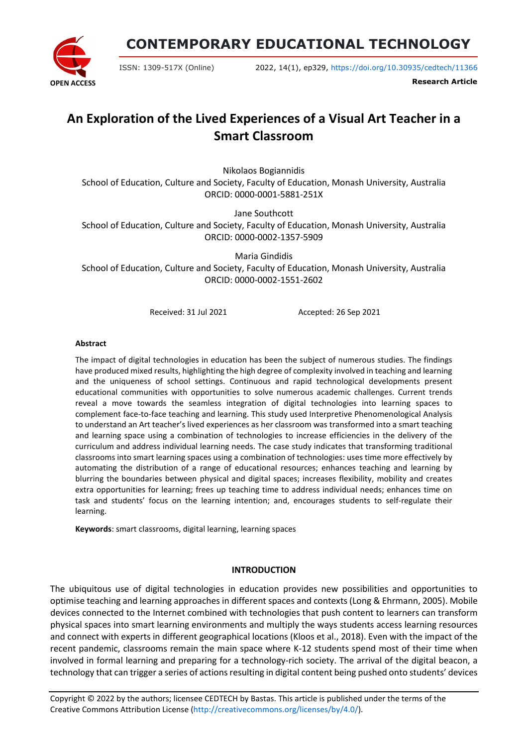# An Exploration of the Lived Experiences of a Visual Art Teacher in a Smart Classroom

Nikolaos Bogiannidis
School of Education, Culture and Society, Faculty of Education, Monash University, Australia
ORCID: 0000-0001-5881-251X

Jane Southcott
School of Education, Culture and Society, Faculty of Education, Monash University, Australia
ORCID: 0000-0002-1357-5909

Maria Gindidis
School of Education, Culture and Society, Faculty of Education, Monash University, Australia
ORCID: 0000-0002-1551-2602

Received: 31 Jul 2021 Accepted: 26 Sep 2021

**Abstract**

The impact of digital technologies in education has been the subject of numerous studies. The findings have produced mixed results, highlighting the high degree of complexity involved in teaching and learning and the uniqueness of school settings. Continuous and rapid technological developments present educational communities with opportunities to solve numerous academic challenges. Current trends reveal a move towards the seamless integration of digital technologies into learning spaces to complement face-to-face teaching and learning. This study used Interpretive Phenomenological Analysis to understand an Art teacher's lived experiences as her classroom was transformed into a smart teaching and learning space using a combination of technologies to increase efficiencies in the delivery of the curriculum and address individual learning needs. The case study indicates that transforming traditional classrooms into smart learning spaces using a combination of technologies: uses time more effectively by automating the distribution of a range of educational resources; enhances teaching and learning by blurring the boundaries between physical and digital spaces; increases flexibility, mobility and creates extra opportunities for learning; frees up teaching time to address individual needs; enhances time on task and students' focus on the learning intention; and, encourages students to self-regulate their learning.

**Keywords**: smart classrooms, digital learning, learning spaces

## INTRODUCTION

The ubiquitous use of digital technologies in education provides new possibilities and opportunities to optimise teaching and learning approaches in different spaces and contexts (Long & Ehrmann, 2005). Mobile devices connected to the Internet combined with technologies that push content to learners can transform physical spaces into smart learning environments and multiply the ways students access learning resources and connect with experts in different geographical locations (Kloos et al., 2018). Even with the impact of the recent pandemic, classrooms remain the main space where K-12 students spend most of their time when involved in formal learning and preparing for a technology-rich society. The arrival of the digital beacon, a technology that can trigger a series of actions resulting in digital content being pushed onto students' devices

Copyright © 2022 by the authors; licensee CEDTECH by Bastas. This article is published under the terms of the Creative Commons Attribution License (http://creativecommons.org/licenses/by/4.0/).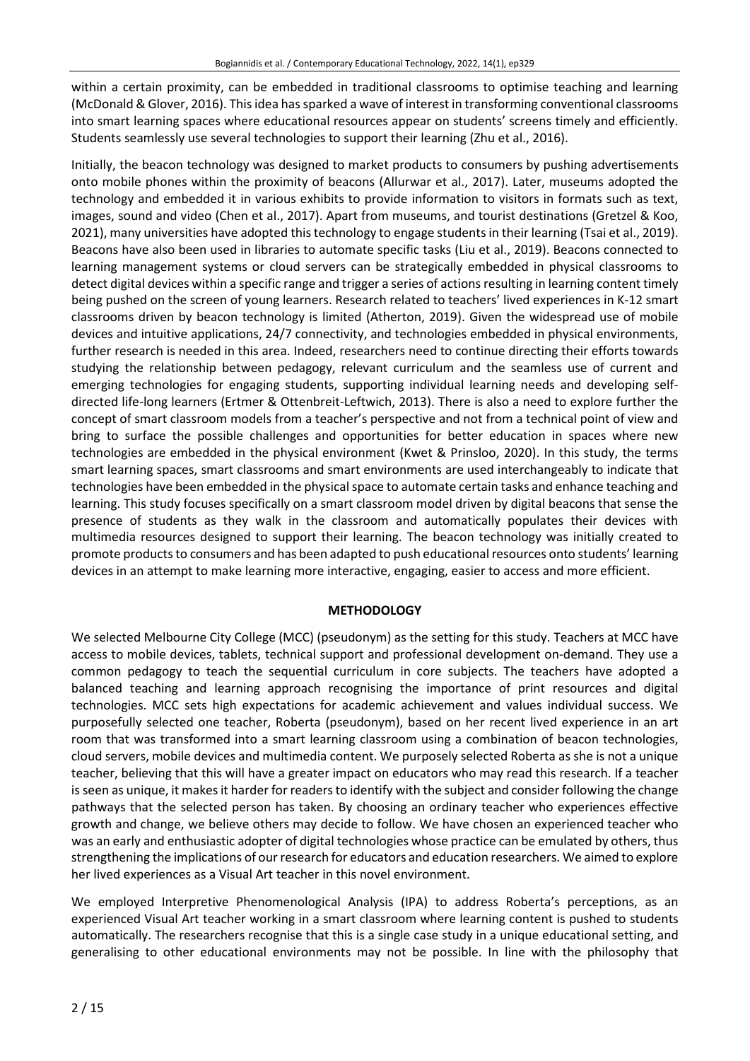within a certain proximity, can be embedded in traditional classrooms to optimise teaching and learning (McDonald & Glover, 2016). This idea has sparked a wave of interest in transforming conventional classrooms into smart learning spaces where educational resources appear on students' screens timely and efficiently. Students seamlessly use several technologies to support their learning (Zhu et al., 2016).

Initially, the beacon technology was designed to market products to consumers by pushing advertisements onto mobile phones within the proximity of beacons (Allurwar et al., 2017). Later, museums adopted the technology and embedded it in various exhibits to provide information to visitors in formats such as text, images, sound and video (Chen et al., 2017). Apart from museums, and tourist destinations (Gretzel & Koo, 2021), many universities have adopted this technology to engage students in their learning (Tsai et al., 2019). Beacons have also been used in libraries to automate specific tasks (Liu et al., 2019). Beacons connected to learning management systems or cloud servers can be strategically embedded in physical classrooms to detect digital devices within a specific range and trigger a series of actions resulting in learning content timely being pushed on the screen of young learners. Research related to teachers' lived experiences in K-12 smart classrooms driven by beacon technology is limited (Atherton, 2019). Given the widespread use of mobile devices and intuitive applications, 24/7 connectivity, and technologies embedded in physical environments, further research is needed in this area. Indeed, researchers need to continue directing their efforts towards studying the relationship between pedagogy, relevant curriculum and the seamless use of current and emerging technologies for engaging students, supporting individual learning needs and developing self-directed life-long learners (Ertmer & Ottenbreit-Leftwich, 2013). There is also a need to explore further the concept of smart classroom models from a teacher's perspective and not from a technical point of view and bring to surface the possible challenges and opportunities for better education in spaces where new technologies are embedded in the physical environment (Kwet & Prinsloo, 2020). In this study, the terms smart learning spaces, smart classrooms and smart environments are used interchangeably to indicate that technologies have been embedded in the physical space to automate certain tasks and enhance teaching and learning. This study focuses specifically on a smart classroom model driven by digital beacons that sense the presence of students as they walk in the classroom and automatically populates their devices with multimedia resources designed to support their learning. The beacon technology was initially created to promote products to consumers and has been adapted to push educational resources onto students' learning devices in an attempt to make learning more interactive, engaging, easier to access and more efficient.

## METHODOLOGY

We selected Melbourne City College (MCC) (pseudonym) as the setting for this study. Teachers at MCC have access to mobile devices, tablets, technical support and professional development on-demand. They use a common pedagogy to teach the sequential curriculum in core subjects. The teachers have adopted a balanced teaching and learning approach recognising the importance of print resources and digital technologies. MCC sets high expectations for academic achievement and values individual success. We purposefully selected one teacher, Roberta (pseudonym), based on her recent lived experience in an art room that was transformed into a smart learning classroom using a combination of beacon technologies, cloud servers, mobile devices and multimedia content. We purposely selected Roberta as she is not a unique teacher, believing that this will have a greater impact on educators who may read this research. If a teacher is seen as unique, it makes it harder for readers to identify with the subject and consider following the change pathways that the selected person has taken. By choosing an ordinary teacher who experiences effective growth and change, we believe others may decide to follow. We have chosen an experienced teacher who was an early and enthusiastic adopter of digital technologies whose practice can be emulated by others, thus strengthening the implications of our research for educators and education researchers. We aimed to explore her lived experiences as a Visual Art teacher in this novel environment.

We employed Interpretive Phenomenological Analysis (IPA) to address Roberta's perceptions, as an experienced Visual Art teacher working in a smart classroom where learning content is pushed to students automatically. The researchers recognise that this is a single case study in a unique educational setting, and generalising to other educational environments may not be possible. In line with the philosophy that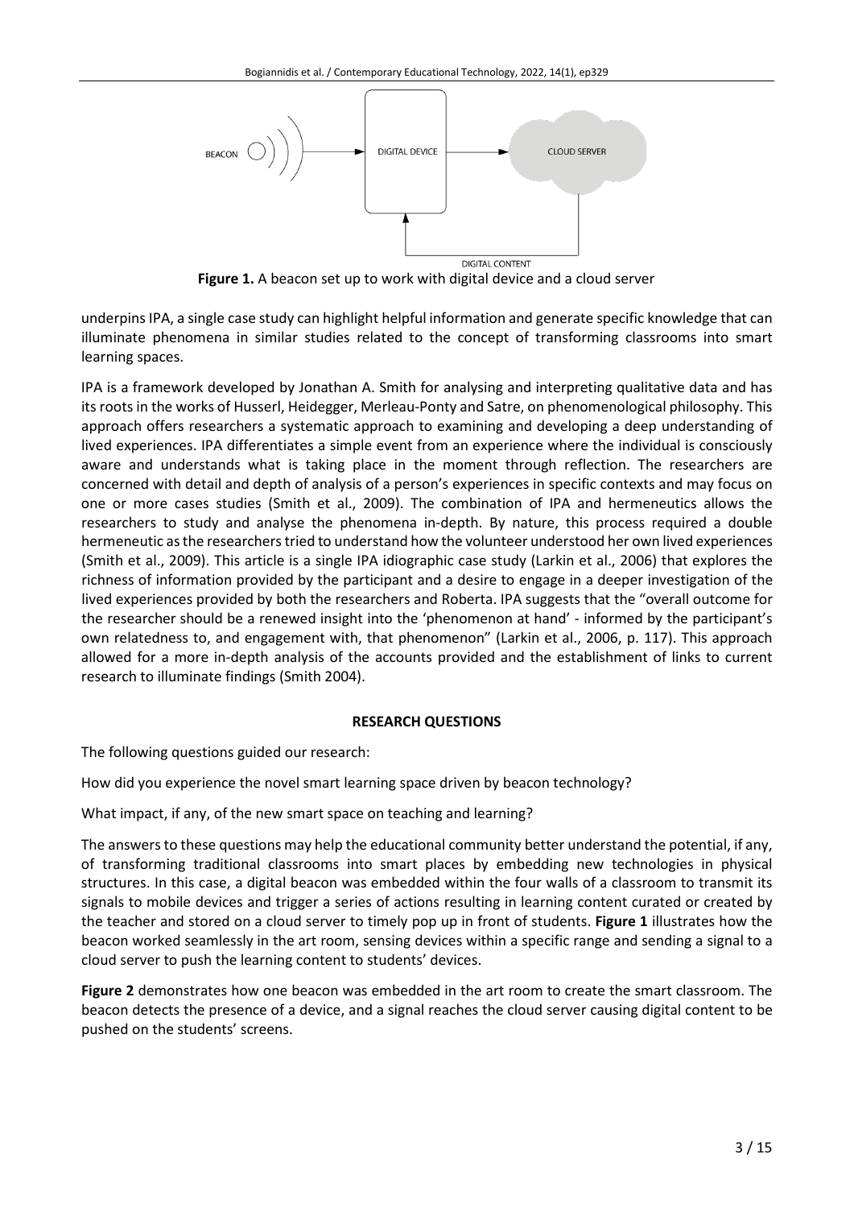**Figure 1.** A beacon set up to work with digital device and a cloud server

underpins IPA, a single case study can highlight helpful information and generate specific knowledge that can illuminate phenomena in similar studies related to the concept of transforming classrooms into smart learning spaces.

IPA is a framework developed by Jonathan A. Smith for analysing and interpreting qualitative data and has its roots in the works of Husserl, Heidegger, Merleau-Ponty and Satre, on phenomenological philosophy. This approach offers researchers a systematic approach to examining and developing a deep understanding of lived experiences. IPA differentiates a simple event from an experience where the individual is consciously aware and understands what is taking place in the moment through reflection. The researchers are concerned with detail and depth of analysis of a person's experiences in specific contexts and may focus on one or more cases studies (Smith et al., 2009). The combination of IPA and hermeneutics allows the researchers to study and analyse the phenomena in-depth. By nature, this process required a double hermeneutic as the researchers tried to understand how the volunteer understood her own lived experiences (Smith et al., 2009). This article is a single IPA idiographic case study (Larkin et al., 2006) that explores the richness of information provided by the participant and a desire to engage in a deeper investigation of the lived experiences provided by both the researchers and Roberta. IPA suggests that the "overall outcome for the researcher should be a renewed insight into the 'phenomenon at hand' - informed by the participant's own relatedness to, and engagement with, that phenomenon" (Larkin et al., 2006, p. 117). This approach allowed for a more in-depth analysis of the accounts provided and the establishment of links to current research to illuminate findings (Smith 2004).

## RESEARCH QUESTIONS

The following questions guided our research:

How did you experience the novel smart learning space driven by beacon technology?

What impact, if any, of the new smart space on teaching and learning?

The answers to these questions may help the educational community better understand the potential, if any, of transforming traditional classrooms into smart places by embedding new technologies in physical structures. In this case, a digital beacon was embedded within the four walls of a classroom to transmit its signals to mobile devices and trigger a series of actions resulting in learning content curated or created by the teacher and stored on a cloud server to timely pop up in front of students. **Figure 1** illustrates how the beacon worked seamlessly in the art room, sensing devices within a specific range and sending a signal to a cloud server to push the learning content to students' devices.

**Figure 2** demonstrates how one beacon was embedded in the art room to create the smart classroom. The beacon detects the presence of a device, and a signal reaches the cloud server causing digital content to be pushed on the students' screens.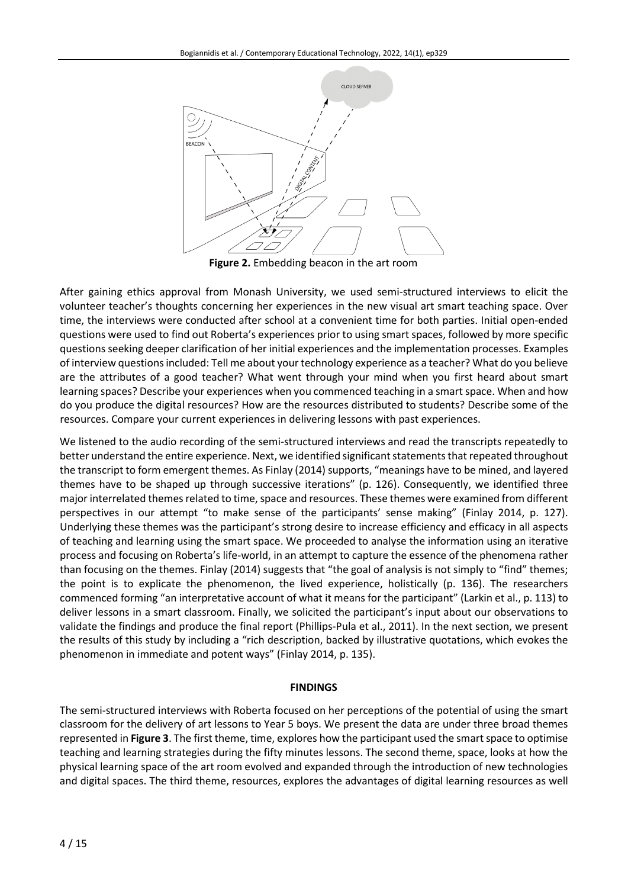Figure 2. Embedding beacon in the art room

After gaining ethics approval from Monash University, we used semi-structured interviews to elicit the volunteer teacher's thoughts concerning her experiences in the new visual art smart teaching space. Over time, the interviews were conducted after school at a convenient time for both parties. Initial open-ended questions were used to find out Roberta's experiences prior to using smart spaces, followed by more specific questions seeking deeper clarification of her initial experiences and the implementation processes. Examples of interview questions included: Tell me about your technology experience as a teacher? What do you believe are the attributes of a good teacher? What went through your mind when you first heard about smart learning spaces? Describe your experiences when you commenced teaching in a smart space. When and how do you produce the digital resources? How are the resources distributed to students? Describe some of the resources. Compare your current experiences in delivering lessons with past experiences.

We listened to the audio recording of the semi-structured interviews and read the transcripts repeatedly to better understand the entire experience. Next, we identified significant statements that repeated throughout the transcript to form emergent themes. As Finlay (2014) supports, "meanings have to be mined, and layered themes have to be shaped up through successive iterations" (p. 126). Consequently, we identified three major interrelated themes related to time, space and resources. These themes were examined from different perspectives in our attempt "to make sense of the participants' sense making" (Finlay 2014, p. 127). Underlying these themes was the participant's strong desire to increase efficiency and efficacy in all aspects of teaching and learning using the smart space. We proceeded to analyse the information using an iterative process and focusing on Roberta's life-world, in an attempt to capture the essence of the phenomena rather than focusing on the themes. Finlay (2014) suggests that "the goal of analysis is not simply to "find" themes; the point is to explicate the phenomenon, the lived experience, holistically (p. 136). The researchers commenced forming "an interpretative account of what it means for the participant" (Larkin et al., p. 113) to deliver lessons in a smart classroom. Finally, we solicited the participant's input about our observations to validate the findings and produce the final report (Phillips-Pula et al., 2011). In the next section, we present the results of this study by including a "rich description, backed by illustrative quotations, which evokes the phenomenon in immediate and potent ways" (Finlay 2014, p. 135).

## FINDINGS

The semi-structured interviews with Roberta focused on her perceptions of the potential of using the smart classroom for the delivery of art lessons to Year 5 boys. We present the data are under three broad themes represented in **Figure 3**. The first theme, time, explores how the participant used the smart space to optimise teaching and learning strategies during the fifty minutes lessons. The second theme, space, looks at how the physical learning space of the art room evolved and expanded through the introduction of new technologies and digital spaces. The third theme, resources, explores the advantages of digital learning resources as well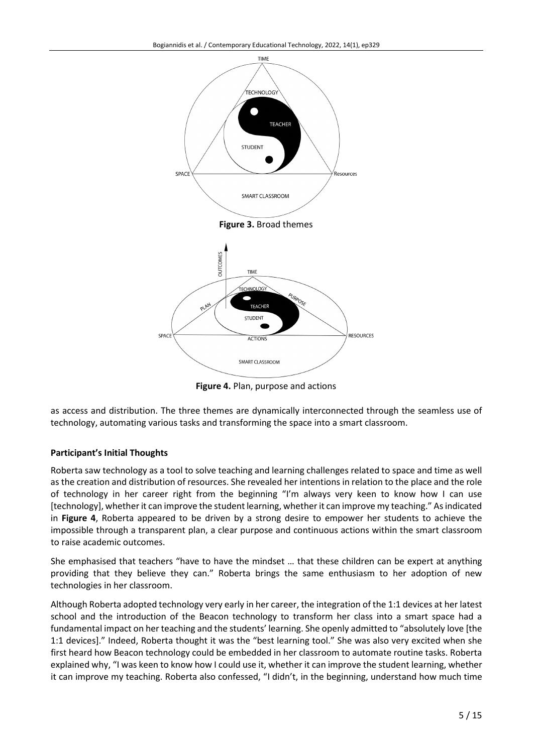**Figure 3.** Broad themes

**Figure 4.** Plan, purpose and actions

as access and distribution. The three themes are dynamically interconnected through the seamless use of technology, automating various tasks and transforming the space into a smart classroom.

### Participant's Initial Thoughts

Roberta saw technology as a tool to solve teaching and learning challenges related to space and time as well as the creation and distribution of resources. She revealed her intentions in relation to the place and the role of technology in her career right from the beginning "I'm always very keen to know how I can use [technology], whether it can improve the student learning, whether it can improve my teaching." As indicated in **Figure 4**, Roberta appeared to be driven by a strong desire to empower her students to achieve the impossible through a transparent plan, a clear purpose and continuous actions within the smart classroom to raise academic outcomes.

She emphasised that teachers "have to have the mindset … that these children can be expert at anything providing that they believe they can." Roberta brings the same enthusiasm to her adoption of new technologies in her classroom.

Although Roberta adopted technology very early in her career, the integration of the 1:1 devices at her latest school and the introduction of the Beacon technology to transform her class into a smart space had a fundamental impact on her teaching and the students' learning. She openly admitted to "absolutely love [the 1:1 devices]." Indeed, Roberta thought it was the "best learning tool." She was also very excited when she first heard how Beacon technology could be embedded in her classroom to automate routine tasks. Roberta explained why, "I was keen to know how I could use it, whether it can improve the student learning, whether it can improve my teaching. Roberta also confessed, "I didn't, in the beginning, understand how much time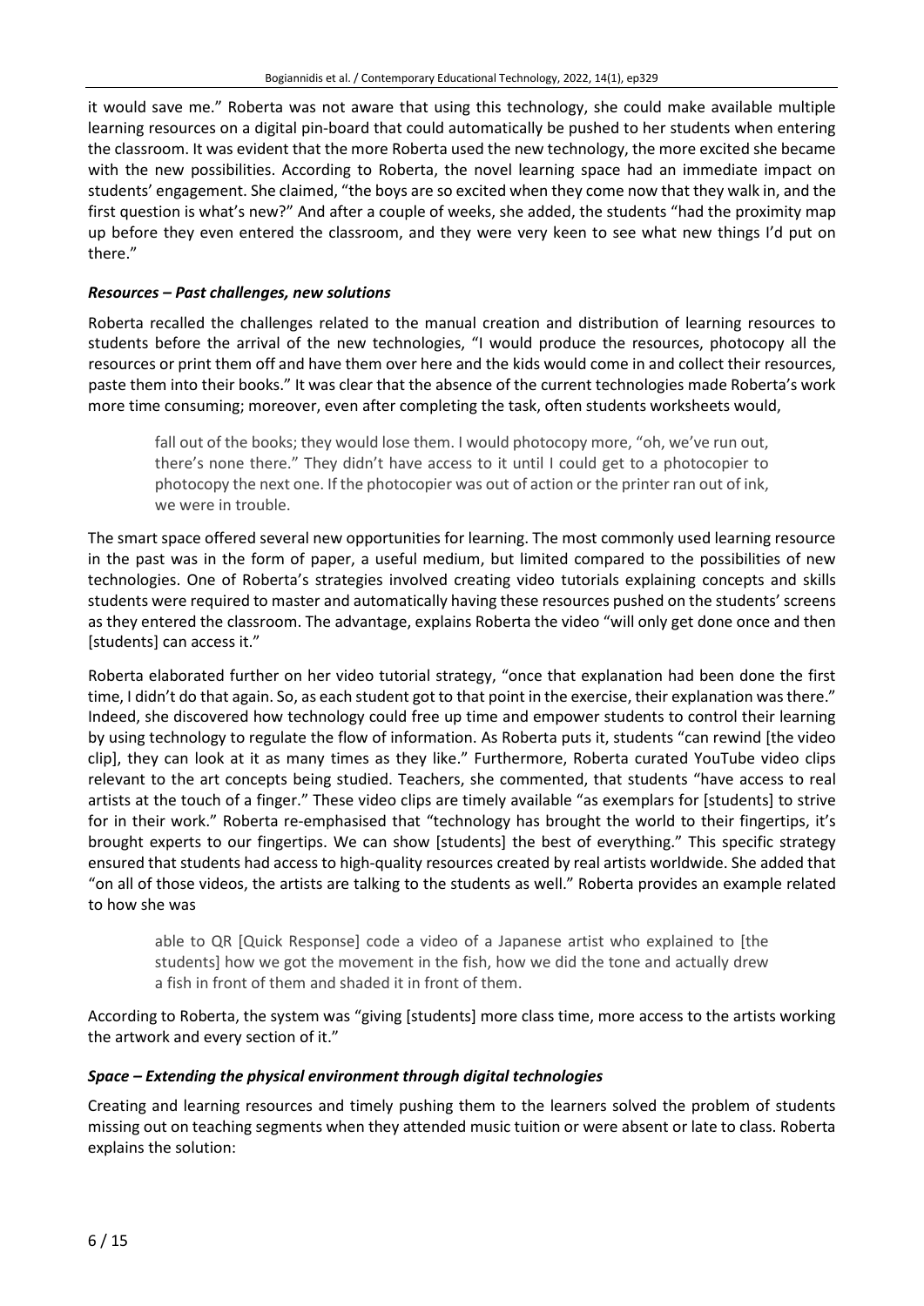it would save me." Roberta was not aware that using this technology, she could make available multiple learning resources on a digital pin-board that could automatically be pushed to her students when entering the classroom. It was evident that the more Roberta used the new technology, the more excited she became with the new possibilities. According to Roberta, the novel learning space had an immediate impact on students' engagement. She claimed, "the boys are so excited when they come now that they walk in, and the first question is what's new?" And after a couple of weeks, she added, the students "had the proximity map up before they even entered the classroom, and they were very keen to see what new things I'd put on there."

### *Resources – Past challenges, new solutions*

Roberta recalled the challenges related to the manual creation and distribution of learning resources to students before the arrival of the new technologies, "I would produce the resources, photocopy all the resources or print them off and have them over here and the kids would come in and collect their resources, paste them into their books." It was clear that the absence of the current technologies made Roberta's work more time consuming; moreover, even after completing the task, often students worksheets would,

> fall out of the books; they would lose them. I would photocopy more, "oh, we've run out, there's none there." They didn't have access to it until I could get to a photocopier to photocopy the next one. If the photocopier was out of action or the printer ran out of ink, we were in trouble.

The smart space offered several new opportunities for learning. The most commonly used learning resource in the past was in the form of paper, a useful medium, but limited compared to the possibilities of new technologies. One of Roberta's strategies involved creating video tutorials explaining concepts and skills students were required to master and automatically having these resources pushed on the students' screens as they entered the classroom. The advantage, explains Roberta the video "will only get done once and then [students] can access it."

Roberta elaborated further on her video tutorial strategy, "once that explanation had been done the first time, I didn't do that again. So, as each student got to that point in the exercise, their explanation was there." Indeed, she discovered how technology could free up time and empower students to control their learning by using technology to regulate the flow of information. As Roberta puts it, students "can rewind [the video clip], they can look at it as many times as they like." Furthermore, Roberta curated YouTube video clips relevant to the art concepts being studied. Teachers, she commented, that students "have access to real artists at the touch of a finger." These video clips are timely available "as exemplars for [students] to strive for in their work." Roberta re-emphasised that "technology has brought the world to their fingertips, it's brought experts to our fingertips. We can show [students] the best of everything." This specific strategy ensured that students had access to high-quality resources created by real artists worldwide. She added that "on all of those videos, the artists are talking to the students as well." Roberta provides an example related to how she was

> able to QR [Quick Response] code a video of a Japanese artist who explained to [the students] how we got the movement in the fish, how we did the tone and actually drew a fish in front of them and shaded it in front of them.

According to Roberta, the system was "giving [students] more class time, more access to the artists working the artwork and every section of it."

### *Space – Extending the physical environment through digital technologies*

Creating and learning resources and timely pushing them to the learners solved the problem of students missing out on teaching segments when they attended music tuition or were absent or late to class. Roberta explains the solution: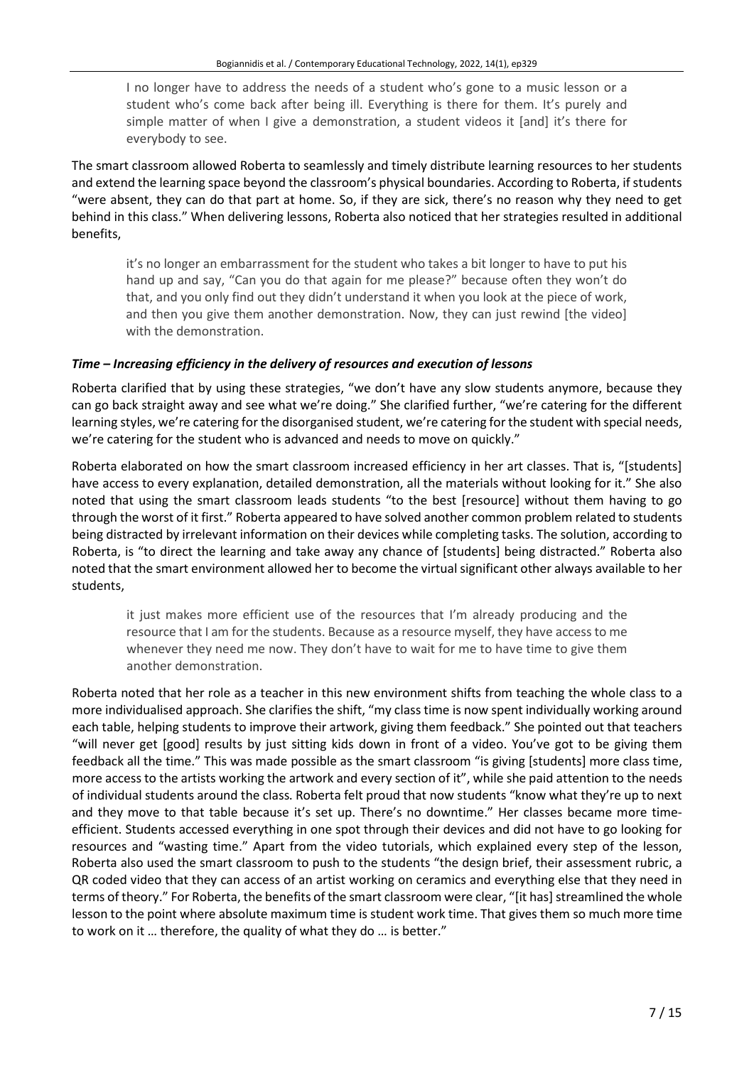> I no longer have to address the needs of a student who's gone to a music lesson or a student who's come back after being ill. Everything is there for them. It's purely and simple matter of when I give a demonstration, a student videos it [and] it's there for everybody to see.

The smart classroom allowed Roberta to seamlessly and timely distribute learning resources to her students and extend the learning space beyond the classroom's physical boundaries. According to Roberta, if students "were absent, they can do that part at home. So, if they are sick, there's no reason why they need to get behind in this class." When delivering lessons, Roberta also noticed that her strategies resulted in additional benefits,

> it's no longer an embarrassment for the student who takes a bit longer to have to put his hand up and say, "Can you do that again for me please?" because often they won't do that, and you only find out they didn't understand it when you look at the piece of work, and then you give them another demonstration. Now, they can just rewind [the video] with the demonstration.

### *Time – Increasing efficiency in the delivery of resources and execution of lessons*

Roberta clarified that by using these strategies, "we don't have any slow students anymore, because they can go back straight away and see what we're doing." She clarified further, "we're catering for the different learning styles, we're catering for the disorganised student, we're catering for the student with special needs, we're catering for the student who is advanced and needs to move on quickly."

Roberta elaborated on how the smart classroom increased efficiency in her art classes. That is, "[students] have access to every explanation, detailed demonstration, all the materials without looking for it." She also noted that using the smart classroom leads students "to the best [resource] without them having to go through the worst of it first." Roberta appeared to have solved another common problem related to students being distracted by irrelevant information on their devices while completing tasks. The solution, according to Roberta, is "to direct the learning and take away any chance of [students] being distracted." Roberta also noted that the smart environment allowed her to become the virtual significant other always available to her students,

> it just makes more efficient use of the resources that I'm already producing and the resource that I am for the students. Because as a resource myself, they have access to me whenever they need me now. They don't have to wait for me to have time to give them another demonstration.

Roberta noted that her role as a teacher in this new environment shifts from teaching the whole class to a more individualised approach. She clarifies the shift, "my class time is now spent individually working around each table, helping students to improve their artwork, giving them feedback." She pointed out that teachers "will never get [good] results by just sitting kids down in front of a video. You've got to be giving them feedback all the time." This was made possible as the smart classroom "is giving [students] more class time, more access to the artists working the artwork and every section of it", while she paid attention to the needs of individual students around the class. Roberta felt proud that now students "know what they're up to next and they move to that table because it's set up. There's no downtime." Her classes became more time-efficient. Students accessed everything in one spot through their devices and did not have to go looking for resources and "wasting time." Apart from the video tutorials, which explained every step of the lesson, Roberta also used the smart classroom to push to the students "the design brief, their assessment rubric, a QR coded video that they can access of an artist working on ceramics and everything else that they need in terms of theory." For Roberta, the benefits of the smart classroom were clear, "[it has] streamlined the whole lesson to the point where absolute maximum time is student work time. That gives them so much more time to work on it … therefore, the quality of what they do … is better."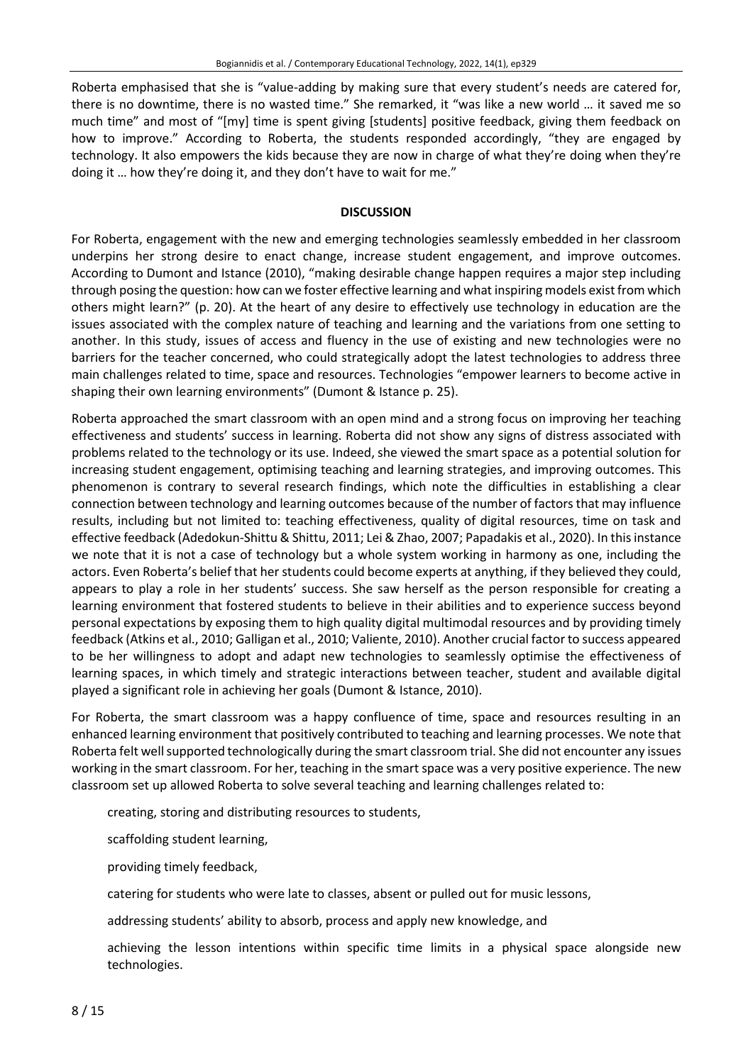Roberta emphasised that she is "value-adding by making sure that every student's needs are catered for, there is no downtime, there is no wasted time." She remarked, it "was like a new world … it saved me so much time" and most of "[my] time is spent giving [students] positive feedback, giving them feedback on how to improve." According to Roberta, the students responded accordingly, "they are engaged by technology. It also empowers the kids because they are now in charge of what they're doing when they're doing it … how they're doing it, and they don't have to wait for me."

## DISCUSSION

For Roberta, engagement with the new and emerging technologies seamlessly embedded in her classroom underpins her strong desire to enact change, increase student engagement, and improve outcomes. According to Dumont and Istance (2010), "making desirable change happen requires a major step including through posing the question: how can we foster effective learning and what inspiring models exist from which others might learn?" (p. 20). At the heart of any desire to effectively use technology in education are the issues associated with the complex nature of teaching and learning and the variations from one setting to another. In this study, issues of access and fluency in the use of existing and new technologies were no barriers for the teacher concerned, who could strategically adopt the latest technologies to address three main challenges related to time, space and resources. Technologies "empower learners to become active in shaping their own learning environments" (Dumont & Istance p. 25).

Roberta approached the smart classroom with an open mind and a strong focus on improving her teaching effectiveness and students' success in learning. Roberta did not show any signs of distress associated with problems related to the technology or its use. Indeed, she viewed the smart space as a potential solution for increasing student engagement, optimising teaching and learning strategies, and improving outcomes. This phenomenon is contrary to several research findings, which note the difficulties in establishing a clear connection between technology and learning outcomes because of the number of factors that may influence results, including but not limited to: teaching effectiveness, quality of digital resources, time on task and effective feedback (Adedokun-Shittu & Shittu, 2011; Lei & Zhao, 2007; Papadakis et al., 2020). In this instance we note that it is not a case of technology but a whole system working in harmony as one, including the actors. Even Roberta's belief that her students could become experts at anything, if they believed they could, appears to play a role in her students' success. She saw herself as the person responsible for creating a learning environment that fostered students to believe in their abilities and to experience success beyond personal expectations by exposing them to high quality digital multimodal resources and by providing timely feedback (Atkins et al., 2010; Galligan et al., 2010; Valiente, 2010). Another crucial factor to success appeared to be her willingness to adopt and adapt new technologies to seamlessly optimise the effectiveness of learning spaces, in which timely and strategic interactions between teacher, student and available digital played a significant role in achieving her goals (Dumont & Istance, 2010).

For Roberta, the smart classroom was a happy confluence of time, space and resources resulting in an enhanced learning environment that positively contributed to teaching and learning processes. We note that Roberta felt well supported technologically during the smart classroom trial. She did not encounter any issues working in the smart classroom. For her, teaching in the smart space was a very positive experience. The new classroom set up allowed Roberta to solve several teaching and learning challenges related to:

- creating, storing and distributing resources to students,
- scaffolding student learning,
- providing timely feedback,
- catering for students who were late to classes, absent or pulled out for music lessons,
- addressing students' ability to absorb, process and apply new knowledge, and
- achieving the lesson intentions within specific time limits in a physical space alongside new technologies.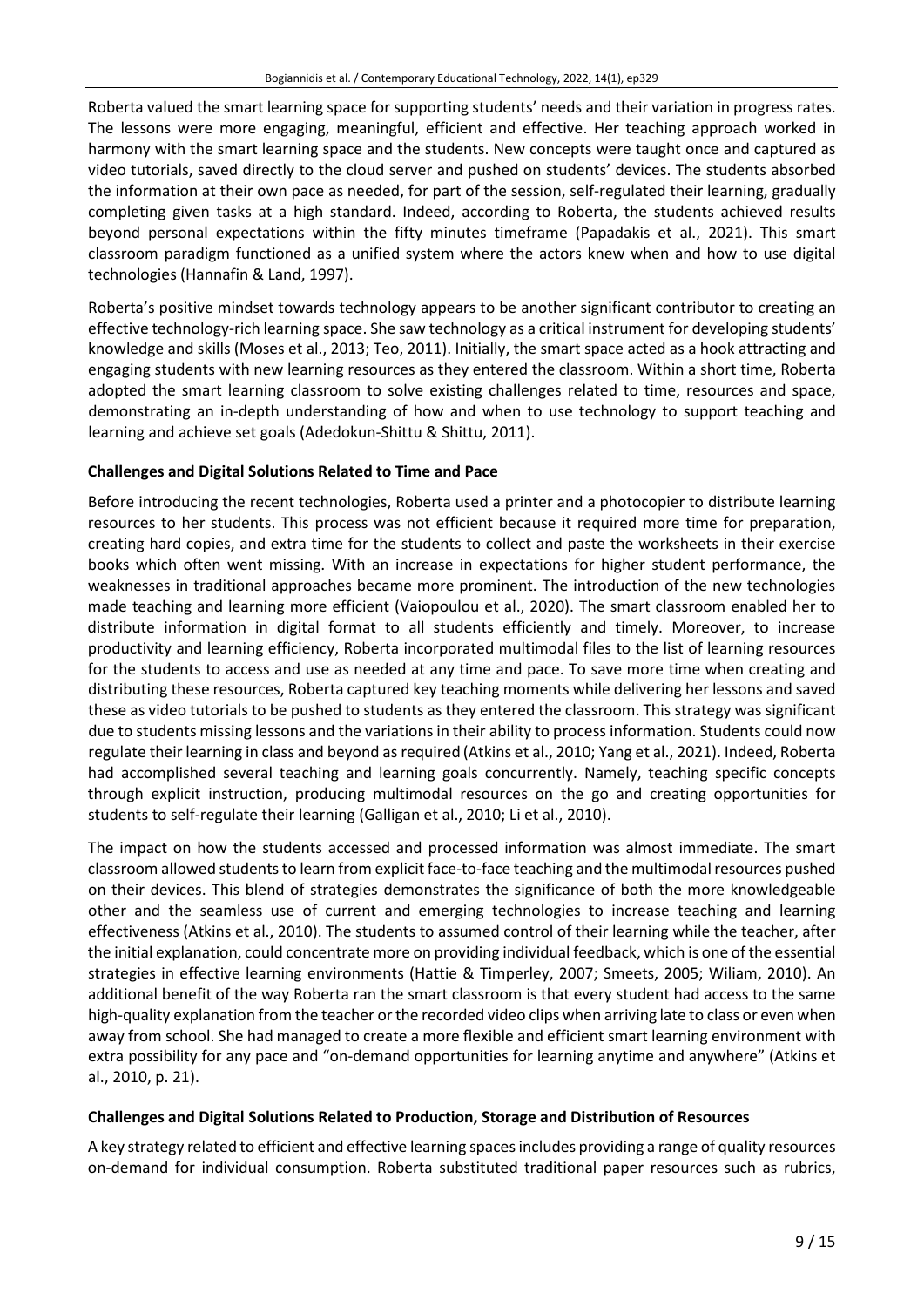Roberta valued the smart learning space for supporting students' needs and their variation in progress rates. The lessons were more engaging, meaningful, efficient and effective. Her teaching approach worked in harmony with the smart learning space and the students. New concepts were taught once and captured as video tutorials, saved directly to the cloud server and pushed on students' devices. The students absorbed the information at their own pace as needed, for part of the session, self-regulated their learning, gradually completing given tasks at a high standard. Indeed, according to Roberta, the students achieved results beyond personal expectations within the fifty minutes timeframe (Papadakis et al., 2021). This smart classroom paradigm functioned as a unified system where the actors knew when and how to use digital technologies (Hannafin & Land, 1997).

Roberta's positive mindset towards technology appears to be another significant contributor to creating an effective technology-rich learning space. She saw technology as a critical instrument for developing students' knowledge and skills (Moses et al., 2013; Teo, 2011). Initially, the smart space acted as a hook attracting and engaging students with new learning resources as they entered the classroom. Within a short time, Roberta adopted the smart learning classroom to solve existing challenges related to time, resources and space, demonstrating an in-depth understanding of how and when to use technology to support teaching and learning and achieve set goals (Adedokun-Shittu & Shittu, 2011).

### Challenges and Digital Solutions Related to Time and Pace

Before introducing the recent technologies, Roberta used a printer and a photocopier to distribute learning resources to her students. This process was not efficient because it required more time for preparation, creating hard copies, and extra time for the students to collect and paste the worksheets in their exercise books which often went missing. With an increase in expectations for higher student performance, the weaknesses in traditional approaches became more prominent. The introduction of the new technologies made teaching and learning more efficient (Vaiopoulou et al., 2020). The smart classroom enabled her to distribute information in digital format to all students efficiently and timely. Moreover, to increase productivity and learning efficiency, Roberta incorporated multimodal files to the list of learning resources for the students to access and use as needed at any time and pace. To save more time when creating and distributing these resources, Roberta captured key teaching moments while delivering her lessons and saved these as video tutorials to be pushed to students as they entered the classroom. This strategy was significant due to students missing lessons and the variations in their ability to process information. Students could now regulate their learning in class and beyond as required (Atkins et al., 2010; Yang et al., 2021). Indeed, Roberta had accomplished several teaching and learning goals concurrently. Namely, teaching specific concepts through explicit instruction, producing multimodal resources on the go and creating opportunities for students to self-regulate their learning (Galligan et al., 2010; Li et al., 2010).

The impact on how the students accessed and processed information was almost immediate. The smart classroom allowed students to learn from explicit face-to-face teaching and the multimodal resources pushed on their devices. This blend of strategies demonstrates the significance of both the more knowledgeable other and the seamless use of current and emerging technologies to increase teaching and learning effectiveness (Atkins et al., 2010). The students to assumed control of their learning while the teacher, after the initial explanation, could concentrate more on providing individual feedback, which is one of the essential strategies in effective learning environments (Hattie & Timperley, 2007; Smeets, 2005; Wiliam, 2010). An additional benefit of the way Roberta ran the smart classroom is that every student had access to the same high-quality explanation from the teacher or the recorded video clips when arriving late to class or even when away from school. She had managed to create a more flexible and efficient smart learning environment with extra possibility for any pace and "on-demand opportunities for learning anytime and anywhere" (Atkins et al., 2010, p. 21).

### Challenges and Digital Solutions Related to Production, Storage and Distribution of Resources

A key strategy related to efficient and effective learning spaces includes providing a range of quality resources on-demand for individual consumption. Roberta substituted traditional paper resources such as rubrics,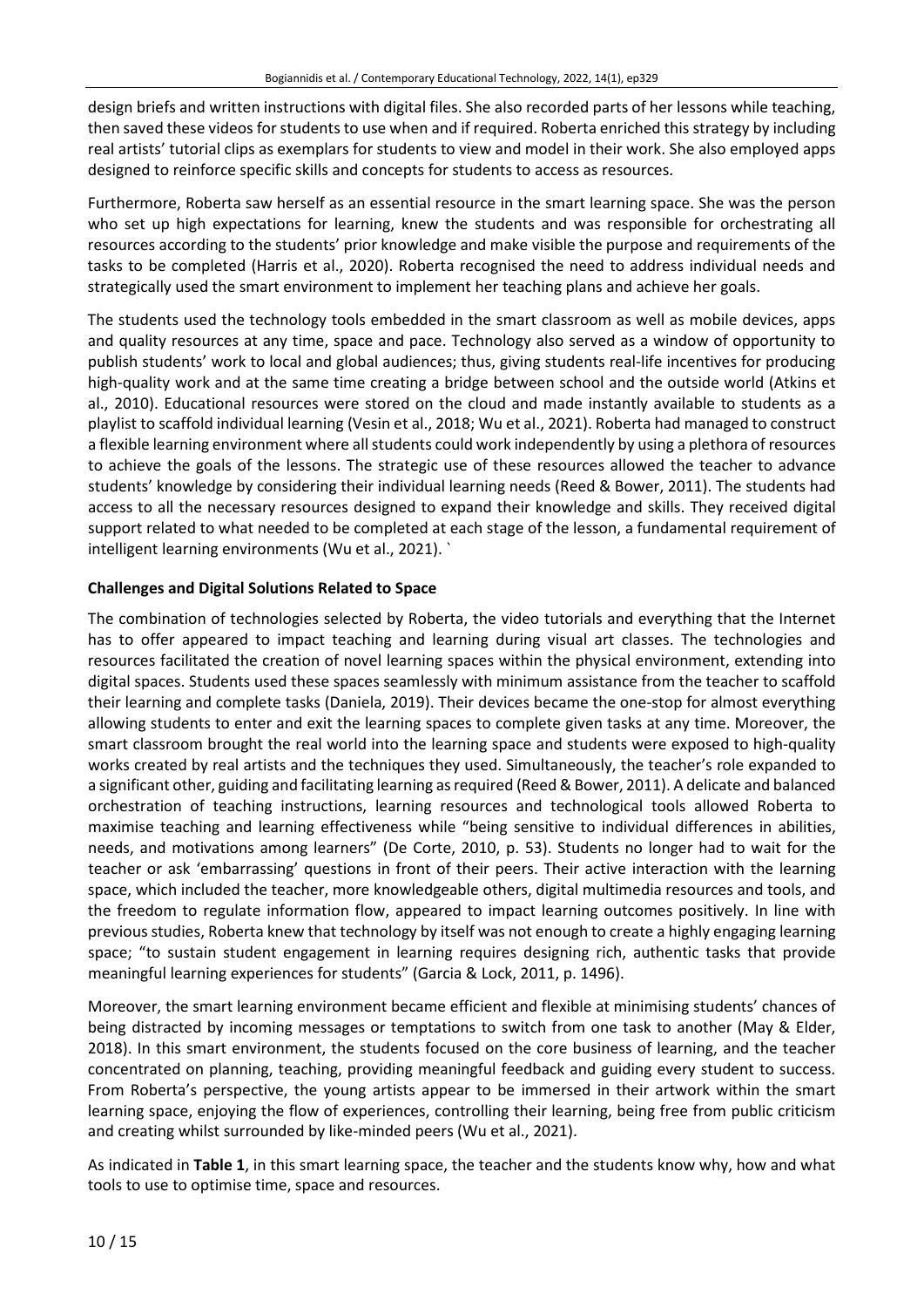design briefs and written instructions with digital files. She also recorded parts of her lessons while teaching, then saved these videos for students to use when and if required. Roberta enriched this strategy by including real artists' tutorial clips as exemplars for students to view and model in their work. She also employed apps designed to reinforce specific skills and concepts for students to access as resources.

Furthermore, Roberta saw herself as an essential resource in the smart learning space. She was the person who set up high expectations for learning, knew the students and was responsible for orchestrating all resources according to the students' prior knowledge and make visible the purpose and requirements of the tasks to be completed (Harris et al., 2020). Roberta recognised the need to address individual needs and strategically used the smart environment to implement her teaching plans and achieve her goals.

The students used the technology tools embedded in the smart classroom as well as mobile devices, apps and quality resources at any time, space and pace. Technology also served as a window of opportunity to publish students' work to local and global audiences; thus, giving students real-life incentives for producing high-quality work and at the same time creating a bridge between school and the outside world (Atkins et al., 2010). Educational resources were stored on the cloud and made instantly available to students as a playlist to scaffold individual learning (Vesin et al., 2018; Wu et al., 2021). Roberta had managed to construct a flexible learning environment where all students could work independently by using a plethora of resources to achieve the goals of the lessons. The strategic use of these resources allowed the teacher to advance students' knowledge by considering their individual learning needs (Reed & Bower, 2011). The students had access to all the necessary resources designed to expand their knowledge and skills. They received digital support related to what needed to be completed at each stage of the lesson, a fundamental requirement of intelligent learning environments (Wu et al., 2021). `

### Challenges and Digital Solutions Related to Space

The combination of technologies selected by Roberta, the video tutorials and everything that the Internet has to offer appeared to impact teaching and learning during visual art classes. The technologies and resources facilitated the creation of novel learning spaces within the physical environment, extending into digital spaces. Students used these spaces seamlessly with minimum assistance from the teacher to scaffold their learning and complete tasks (Daniela, 2019). Their devices became the one-stop for almost everything allowing students to enter and exit the learning spaces to complete given tasks at any time. Moreover, the smart classroom brought the real world into the learning space and students were exposed to high-quality works created by real artists and the techniques they used. Simultaneously, the teacher's role expanded to a significant other, guiding and facilitating learning as required (Reed & Bower, 2011). A delicate and balanced orchestration of teaching instructions, learning resources and technological tools allowed Roberta to maximise teaching and learning effectiveness while "being sensitive to individual differences in abilities, needs, and motivations among learners" (De Corte, 2010, p. 53). Students no longer had to wait for the teacher or ask 'embarrassing' questions in front of their peers. Their active interaction with the learning space, which included the teacher, more knowledgeable others, digital multimedia resources and tools, and the freedom to regulate information flow, appeared to impact learning outcomes positively. In line with previous studies, Roberta knew that technology by itself was not enough to create a highly engaging learning space; "to sustain student engagement in learning requires designing rich, authentic tasks that provide meaningful learning experiences for students" (Garcia & Lock, 2011, p. 1496).

Moreover, the smart learning environment became efficient and flexible at minimising students' chances of being distracted by incoming messages or temptations to switch from one task to another (May & Elder, 2018). In this smart environment, the students focused on the core business of learning, and the teacher concentrated on planning, teaching, providing meaningful feedback and guiding every student to success. From Roberta's perspective, the young artists appear to be immersed in their artwork within the smart learning space, enjoying the flow of experiences, controlling their learning, being free from public criticism and creating whilst surrounded by like-minded peers (Wu et al., 2021).

As indicated in **Table 1**, in this smart learning space, the teacher and the students know why, how and what tools to use to optimise time, space and resources.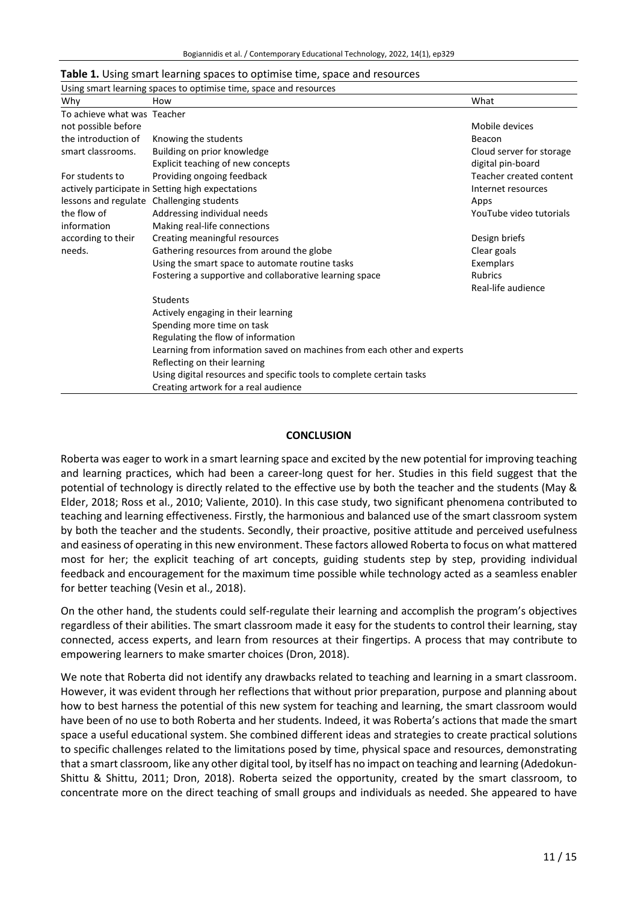**Table 1.** Using smart learning spaces to optimise time, space and resources

| Using smart learning spaces to optimise time, space and resources | | |
|---|---|---|
| Why | How | What |
| To achieve what was not possible before the introduction of smart classrooms. | Teacher | |
| | | Mobile devices |
| | Knowing the students | Beacon |
| | Building on prior knowledge | Cloud server for storage |
| | Explicit teaching of new concepts | digital pin-board |
| For students to actively participate in lessons and regulate the flow of information according to their needs. | Providing ongoing feedback | Teacher created content |
| | Setting high expectations | Internet resources |
| | Challenging students | Apps |
| | Addressing individual needs | YouTube video tutorials |
| | Making real-life connections | |
| | Creating meaningful resources | Design briefs |
| | Gathering resources from around the globe | Clear goals |
| | Using the smart space to automate routine tasks | Exemplars |
| | Fostering a supportive and collaborative learning space | Rubrics |
| | | Real-life audience |
| | Students | |
| | Actively engaging in their learning | |
| | Spending more time on task | |
| | Regulating the flow of information | |
| | Learning from information saved on machines from each other and experts | |
| | Reflecting on their learning | |
| | Using digital resources and specific tools to complete certain tasks | |
| | Creating artwork for a real audience | |

## CONCLUSION

Roberta was eager to work in a smart learning space and excited by the new potential for improving teaching and learning practices, which had been a career-long quest for her. Studies in this field suggest that the potential of technology is directly related to the effective use by both the teacher and the students (May & Elder, 2018; Ross et al., 2010; Valiente, 2010). In this case study, two significant phenomena contributed to teaching and learning effectiveness. Firstly, the harmonious and balanced use of the smart classroom system by both the teacher and the students. Secondly, their proactive, positive attitude and perceived usefulness and easiness of operating in this new environment. These factors allowed Roberta to focus on what mattered most for her; the explicit teaching of art concepts, guiding students step by step, providing individual feedback and encouragement for the maximum time possible while technology acted as a seamless enabler for better teaching (Vesin et al., 2018).

On the other hand, the students could self-regulate their learning and accomplish the program's objectives regardless of their abilities. The smart classroom made it easy for the students to control their learning, stay connected, access experts, and learn from resources at their fingertips. A process that may contribute to empowering learners to make smarter choices (Dron, 2018).

We note that Roberta did not identify any drawbacks related to teaching and learning in a smart classroom. However, it was evident through her reflections that without prior preparation, purpose and planning about how to best harness the potential of this new system for teaching and learning, the smart classroom would have been of no use to both Roberta and her students. Indeed, it was Roberta's actions that made the smart space a useful educational system. She combined different ideas and strategies to create practical solutions to specific challenges related to the limitations posed by time, physical space and resources, demonstrating that a smart classroom, like any other digital tool, by itself has no impact on teaching and learning (Adedokun-Shittu & Shittu, 2011; Dron, 2018). Roberta seized the opportunity, created by the smart classroom, to concentrate more on the direct teaching of small groups and individuals as needed. She appeared to have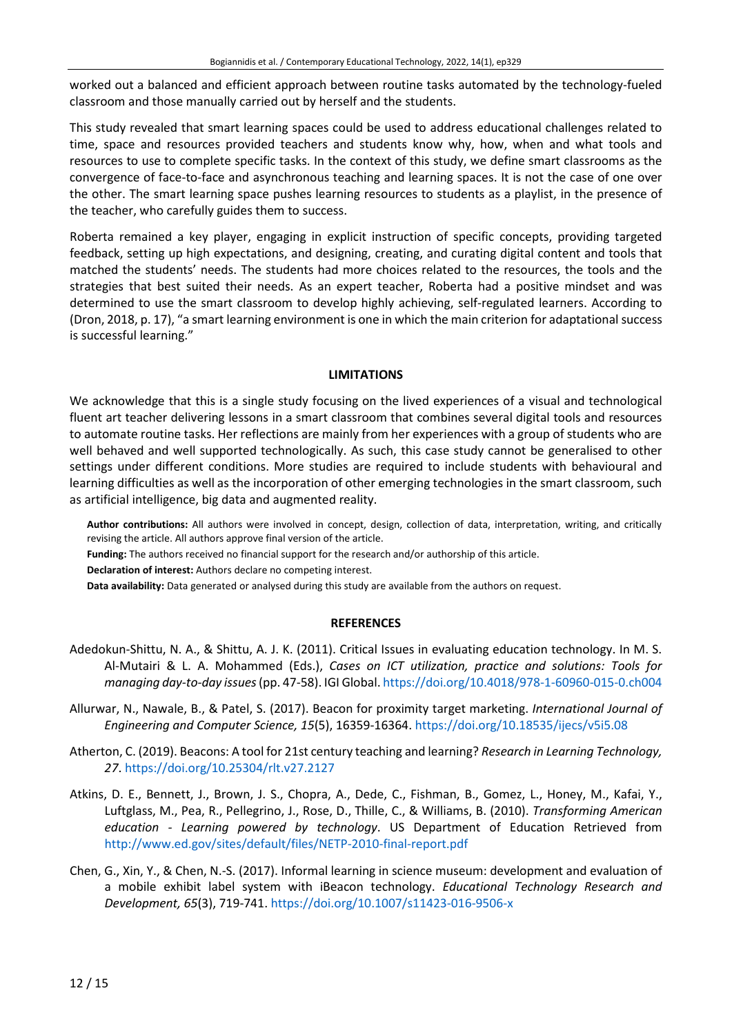worked out a balanced and efficient approach between routine tasks automated by the technology-fueled classroom and those manually carried out by herself and the students.

This study revealed that smart learning spaces could be used to address educational challenges related to time, space and resources provided teachers and students know why, how, when and what tools and resources to use to complete specific tasks. In the context of this study, we define smart classrooms as the convergence of face-to-face and asynchronous teaching and learning spaces. It is not the case of one over the other. The smart learning space pushes learning resources to students as a playlist, in the presence of the teacher, who carefully guides them to success.

Roberta remained a key player, engaging in explicit instruction of specific concepts, providing targeted feedback, setting up high expectations, and designing, creating, and curating digital content and tools that matched the students' needs. The students had more choices related to the resources, the tools and the strategies that best suited their needs. As an expert teacher, Roberta had a positive mindset and was determined to use the smart classroom to develop highly achieving, self-regulated learners. According to (Dron, 2018, p. 17), "a smart learning environment is one in which the main criterion for adaptational success is successful learning."

## LIMITATIONS

We acknowledge that this is a single study focusing on the lived experiences of a visual and technological fluent art teacher delivering lessons in a smart classroom that combines several digital tools and resources to automate routine tasks. Her reflections are mainly from her experiences with a group of students who are well behaved and well supported technologically. As such, this case study cannot be generalised to other settings under different conditions. More studies are required to include students with behavioural and learning difficulties as well as the incorporation of other emerging technologies in the smart classroom, such as artificial intelligence, big data and augmented reality.

**Author contributions:** All authors were involved in concept, design, collection of data, interpretation, writing, and critically revising the article. All authors approve final version of the article.

**Funding:** The authors received no financial support for the research and/or authorship of this article.

**Declaration of interest:** Authors declare no competing interest.

**Data availability:** Data generated or analysed during this study are available from the authors on request.

## REFERENCES

Adedokun-Shittu, N. A., & Shittu, A. J. K. (2011). Critical Issues in evaluating education technology. In M. S. Al-Mutairi & L. A. Mohammed (Eds.), *Cases on ICT utilization, practice and solutions: Tools for managing day-to-day issues* (pp. 47-58). IGI Global. https://doi.org/10.4018/978-1-60960-015-0.ch004

Allurwar, N., Nawale, B., & Patel, S. (2017). Beacon for proximity target marketing. *International Journal of Engineering and Computer Science, 15*(5), 16359-16364. https://doi.org/10.18535/ijecs/v5i5.08

Atherton, C. (2019). Beacons: A tool for 21st century teaching and learning? *Research in Learning Technology, 27*. https://doi.org/10.25304/rlt.v27.2127

Atkins, D. E., Bennett, J., Brown, J. S., Chopra, A., Dede, C., Fishman, B., Gomez, L., Honey, M., Kafai, Y., Luftglass, M., Pea, R., Pellegrino, J., Rose, D., Thille, C., & Williams, B. (2010). *Transforming American education - Learning powered by technology*. US Department of Education Retrieved from http://www.ed.gov/sites/default/files/NETP-2010-final-report.pdf

Chen, G., Xin, Y., & Chen, N.-S. (2017). Informal learning in science museum: development and evaluation of a mobile exhibit label system with iBeacon technology. *Educational Technology Research and Development, 65*(3), 719-741. https://doi.org/10.1007/s11423-016-9506-x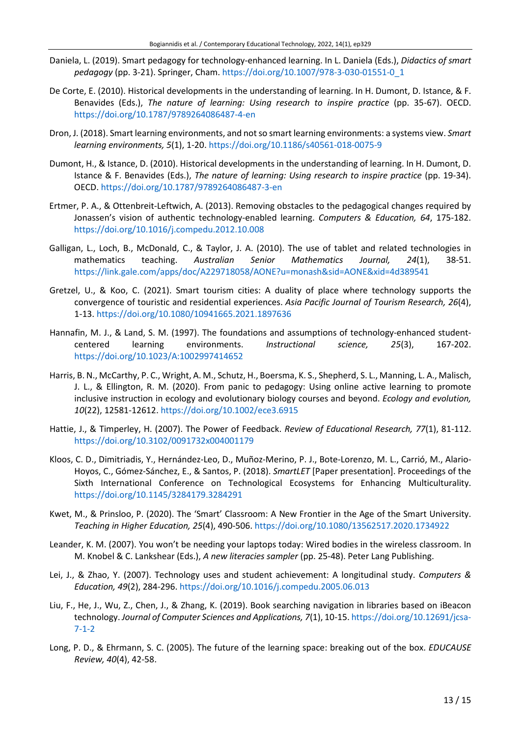Daniela, L. (2019). Smart pedagogy for technology-enhanced learning. In L. Daniela (Eds.), *Didactics of smart pedagogy* (pp. 3-21). Springer, Cham. https://doi.org/10.1007/978-3-030-01551-0_1

De Corte, E. (2010). Historical developments in the understanding of learning. In H. Dumont, D. Istance, & F. Benavides (Eds.), *The nature of learning: Using research to inspire practice* (pp. 35-67). OECD. https://doi.org/10.1787/9789264086487-4-en

Dron, J. (2018). Smart learning environments, and not so smart learning environments: a systems view. *Smart learning environments, 5*(1), 1-20. https://doi.org/10.1186/s40561-018-0075-9

Dumont, H., & Istance, D. (2010). Historical developments in the understanding of learning. In H. Dumont, D. Istance & F. Benavides (Eds.), *The nature of learning: Using research to inspire practice* (pp. 19-34). OECD. https://doi.org/10.1787/9789264086487-3-en

Ertmer, P. A., & Ottenbreit-Leftwich, A. (2013). Removing obstacles to the pedagogical changes required by Jonassen's vision of authentic technology-enabled learning. *Computers & Education, 64*, 175-182. https://doi.org/10.1016/j.compedu.2012.10.008

Galligan, L., Loch, B., McDonald, C., & Taylor, J. A. (2010). The use of tablet and related technologies in mathematics teaching. *Australian Senior Mathematics Journal, 24*(1), 38-51. https://link.gale.com/apps/doc/A229718058/AONE?u=monash&sid=AONE&xid=4d389541

Gretzel, U., & Koo, C. (2021). Smart tourism cities: A duality of place where technology supports the convergence of touristic and residential experiences. *Asia Pacific Journal of Tourism Research, 26*(4), 1-13. https://doi.org/10.1080/10941665.2021.1897636

Hannafin, M. J., & Land, S. M. (1997). The foundations and assumptions of technology-enhanced student-centered learning environments. *Instructional science, 25*(3), 167-202. https://doi.org/10.1023/A:1002997414652

Harris, B. N., McCarthy, P. C., Wright, A. M., Schutz, H., Boersma, K. S., Shepherd, S. L., Manning, L. A., Malisch, J. L., & Ellington, R. M. (2020). From panic to pedagogy: Using online active learning to promote inclusive instruction in ecology and evolutionary biology courses and beyond. *Ecology and evolution, 10*(22), 12581-12612. https://doi.org/10.1002/ece3.6915

Hattie, J., & Timperley, H. (2007). The Power of Feedback. *Review of Educational Research, 77*(1), 81-112. https://doi.org/10.3102/0091732x004001179

Kloos, C. D., Dimitriadis, Y., Hernández-Leo, D., Muñoz-Merino, P. J., Bote-Lorenzo, M. L., Carrió, M., Alario-Hoyos, C., Gómez-Sánchez, E., & Santos, P. (2018). *SmartLET* [Paper presentation]. Proceedings of the Sixth International Conference on Technological Ecosystems for Enhancing Multiculturality. https://doi.org/10.1145/3284179.3284291

Kwet, M., & Prinsloo, P. (2020). The 'Smart' Classroom: A New Frontier in the Age of the Smart University. *Teaching in Higher Education, 25*(4), 490-506. https://doi.org/10.1080/13562517.2020.1734922

Leander, K. M. (2007). You won't be needing your laptops today: Wired bodies in the wireless classroom. In M. Knobel & C. Lankshear (Eds.), *A new literacies sampler* (pp. 25-48). Peter Lang Publishing.

Lei, J., & Zhao, Y. (2007). Technology uses and student achievement: A longitudinal study. *Computers & Education, 49*(2), 284-296. https://doi.org/10.1016/j.compedu.2005.06.013

Liu, F., He, J., Wu, Z., Chen, J., & Zhang, K. (2019). Book searching navigation in libraries based on iBeacon technology. *Journal of Computer Sciences and Applications, 7*(1), 10-15. https://doi.org/10.12691/jcsa-7-1-2

Long, P. D., & Ehrmann, S. C. (2005). The future of the learning space: breaking out of the box. *EDUCAUSE Review, 40*(4), 42-58.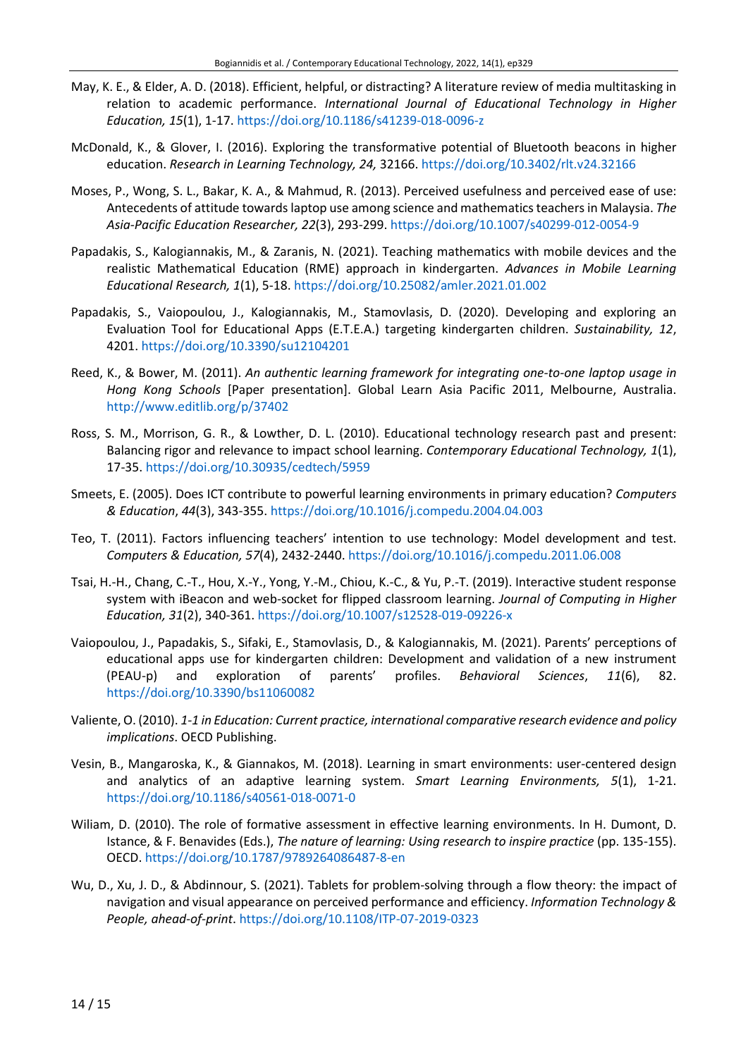May, K. E., & Elder, A. D. (2018). Efficient, helpful, or distracting? A literature review of media multitasking in relation to academic performance. *International Journal of Educational Technology in Higher Education, 15*(1), 1-17. https://doi.org/10.1186/s41239-018-0096-z

McDonald, K., & Glover, I. (2016). Exploring the transformative potential of Bluetooth beacons in higher education. *Research in Learning Technology, 24,* 32166. https://doi.org/10.3402/rlt.v24.32166

Moses, P., Wong, S. L., Bakar, K. A., & Mahmud, R. (2013). Perceived usefulness and perceived ease of use: Antecedents of attitude towards laptop use among science and mathematics teachers in Malaysia. *The Asia-Pacific Education Researcher, 22*(3), 293-299. https://doi.org/10.1007/s40299-012-0054-9

Papadakis, S., Kalogiannakis, M., & Zaranis, N. (2021). Teaching mathematics with mobile devices and the realistic Mathematical Education (RME) approach in kindergarten. *Advances in Mobile Learning Educational Research, 1*(1), 5-18. https://doi.org/10.25082/amler.2021.01.002

Papadakis, S., Vaiopoulou, J., Kalogiannakis, M., Stamovlasis, D. (2020). Developing and exploring an Evaluation Tool for Educational Apps (E.T.E.A.) targeting kindergarten children. *Sustainability, 12*, 4201. https://doi.org/10.3390/su12104201

Reed, K., & Bower, M. (2011). *An authentic learning framework for integrating one-to-one laptop usage in Hong Kong Schools* [Paper presentation]. Global Learn Asia Pacific 2011, Melbourne, Australia. http://www.editlib.org/p/37402

Ross, S. M., Morrison, G. R., & Lowther, D. L. (2010). Educational technology research past and present: Balancing rigor and relevance to impact school learning. *Contemporary Educational Technology, 1*(1), 17-35. https://doi.org/10.30935/cedtech/5959

Smeets, E. (2005). Does ICT contribute to powerful learning environments in primary education? *Computers & Education*, *44*(3), 343-355. https://doi.org/10.1016/j.compedu.2004.04.003

Teo, T. (2011). Factors influencing teachers' intention to use technology: Model development and test. *Computers & Education, 57*(4), 2432-2440. https://doi.org/10.1016/j.compedu.2011.06.008

Tsai, H.-H., Chang, C.-T., Hou, X.-Y., Yong, Y.-M., Chiou, K.-C., & Yu, P.-T. (2019). Interactive student response system with iBeacon and web-socket for flipped classroom learning. *Journal of Computing in Higher Education, 31*(2), 340-361. https://doi.org/10.1007/s12528-019-09226-x

Vaiopoulou, J., Papadakis, S., Sifaki, E., Stamovlasis, D., & Kalogiannakis, M. (2021). Parents' perceptions of educational apps use for kindergarten children: Development and validation of a new instrument (PEAU-p) and exploration of parents' profiles. *Behavioral Sciences*, *11*(6), 82. https://doi.org/10.3390/bs11060082

Valiente, O. (2010). *1-1 in Education: Current practice, international comparative research evidence and policy implications*. OECD Publishing.

Vesin, B., Mangaroska, K., & Giannakos, M. (2018). Learning in smart environments: user-centered design and analytics of an adaptive learning system. *Smart Learning Environments, 5*(1), 1-21. https://doi.org/10.1186/s40561-018-0071-0

Wiliam, D. (2010). The role of formative assessment in effective learning environments. In H. Dumont, D. Istance, & F. Benavides (Eds.), *The nature of learning: Using research to inspire practice* (pp. 135-155). OECD. https://doi.org/10.1787/9789264086487-8-en

Wu, D., Xu, J. D., & Abdinnour, S. (2021). Tablets for problem-solving through a flow theory: the impact of navigation and visual appearance on perceived performance and efficiency. *Information Technology & People, ahead-of-print*. https://doi.org/10.1108/ITP-07-2019-0323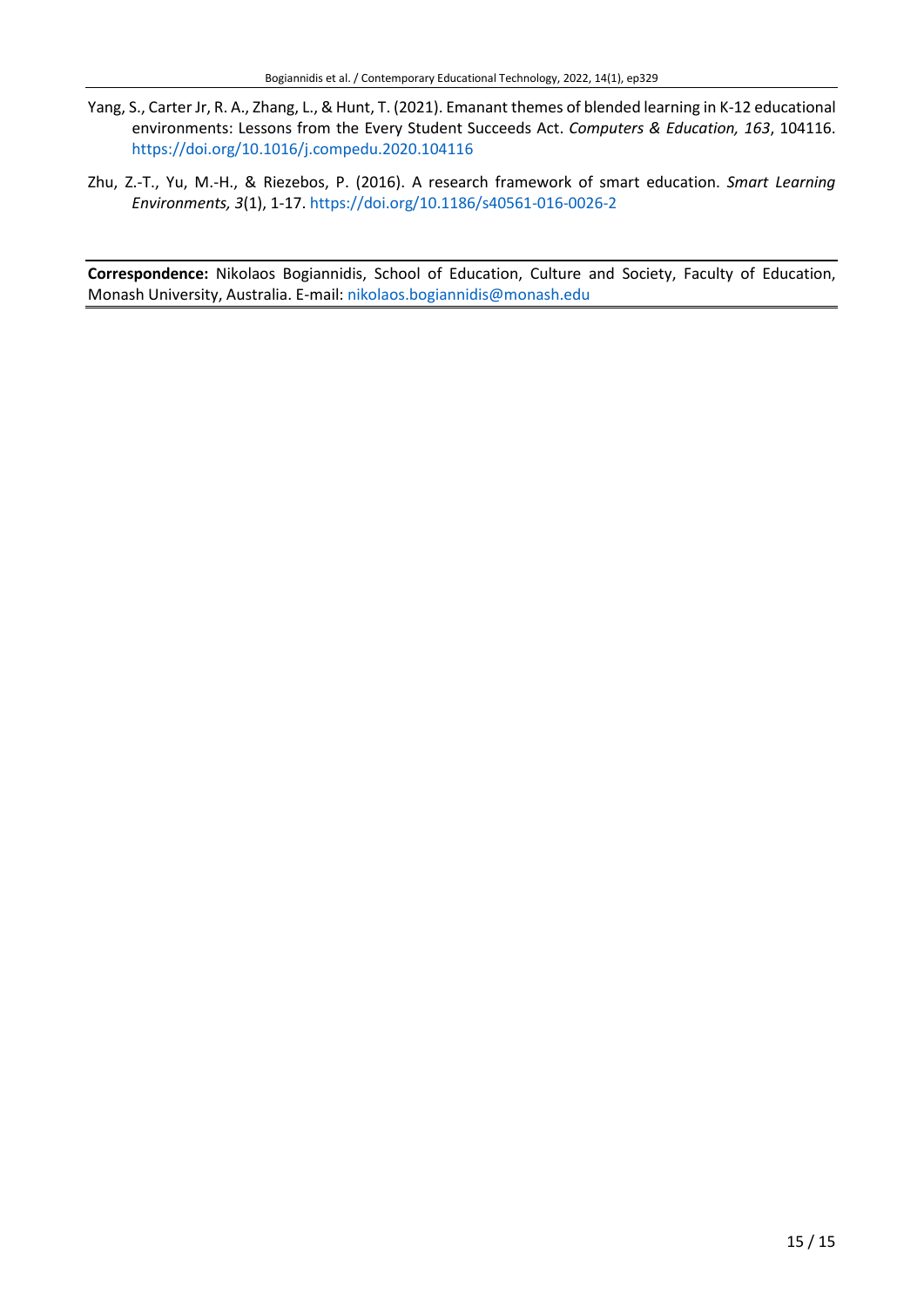Yang, S., Carter Jr, R. A., Zhang, L., & Hunt, T. (2021). Emanant themes of blended learning in K-12 educational environments: Lessons from the Every Student Succeeds Act. *Computers & Education, 163*, 104116. https://doi.org/10.1016/j.compedu.2020.104116

Zhu, Z.-T., Yu, M.-H., & Riezebos, P. (2016). A research framework of smart education. *Smart Learning Environments, 3*(1), 1-17. https://doi.org/10.1186/s40561-016-0026-2

**Correspondence:** Nikolaos Bogiannidis, School of Education, Culture and Society, Faculty of Education, Monash University, Australia. E-mail: nikolaos.bogiannidis@monash.edu